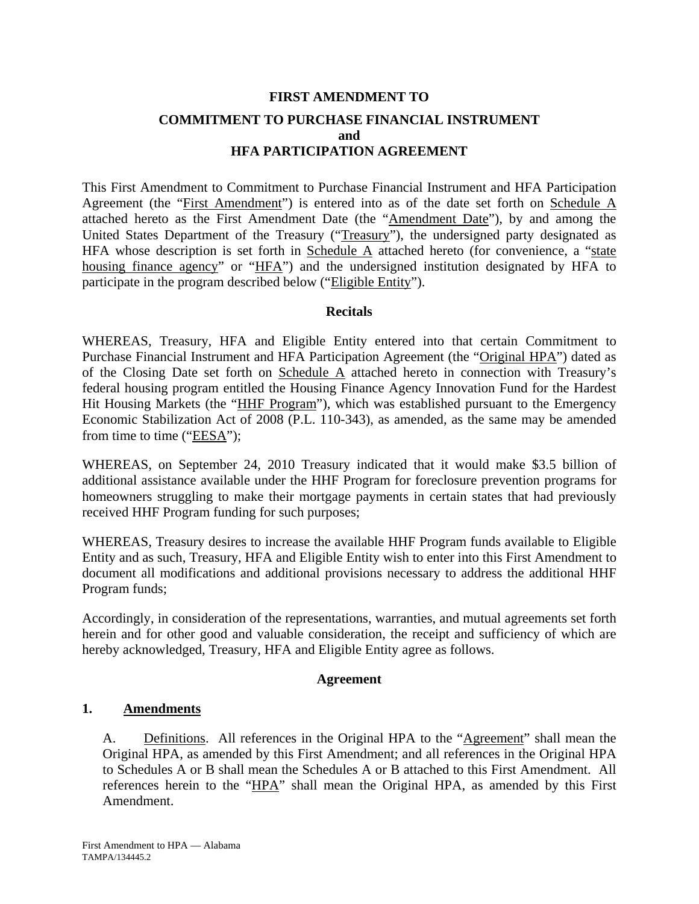# FIRST AMENDMENT TO

## COMMITMENT TO PURCHASE FINANCIAL INSTRUMENT and HFA PARTICIPATION AGREEMENT

This First Amendment to Commitment to Purchase Financial Instrument and HFA Participation Agreement (the "First Amendment") is entered into as of the date set forth on Schedule A attached hereto as the First Amendment Date (the "Amendment Date"), by and among the United States Department of the Treasury ("Treasury"), the undersigned party designated as HFA whose description is set forth in Schedule A attached hereto (for convenience, a "state housing finance agency" or "HFA") and the undersigned institution designated by HFA to participate in the program described below ("Eligible Entity").

**Recitals**

WHEREAS, Treasury, HFA and Eligible Entity entered into that certain Commitment to Purchase Financial Instrument and HFA Participation Agreement (the "Original HPA") dated as of the Closing Date set forth on Schedule A attached hereto in connection with Treasury's federal housing program entitled the Housing Finance Agency Innovation Fund for the Hardest Hit Housing Markets (the "HHF Program"), which was established pursuant to the Emergency Economic Stabilization Act of 2008 (P.L. 110-343), as amended, as the same may be amended from time to time ("EESA");

WHEREAS, on September 24, 2010 Treasury indicated that it would make \$3.5 billion of additional assistance available under the HHF Program for foreclosure prevention programs for homeowners struggling to make their mortgage payments in certain states that had previously received HHF Program funding for such purposes;

WHEREAS, Treasury desires to increase the available HHF Program funds available to Eligible Entity and as such, Treasury, HFA and Eligible Entity wish to enter into this First Amendment to document all modifications and additional provisions necessary to address the additional HHF Program funds;

Accordingly, in consideration of the representations, warranties, and mutual agreements set forth herein and for other good and valuable consideration, the receipt and sufficiency of which are hereby acknowledged, Treasury, HFA and Eligible Entity agree as follows.

**Agreement**

**1. Amendments**

A. Definitions. All references in the Original HPA to the "Agreement" shall mean the Original HPA, as amended by this First Amendment; and all references in the Original HPA to Schedules A or B shall mean the Schedules A or B attached to this First Amendment. All references herein to the "HPA" shall mean the Original HPA, as amended by this First Amendment.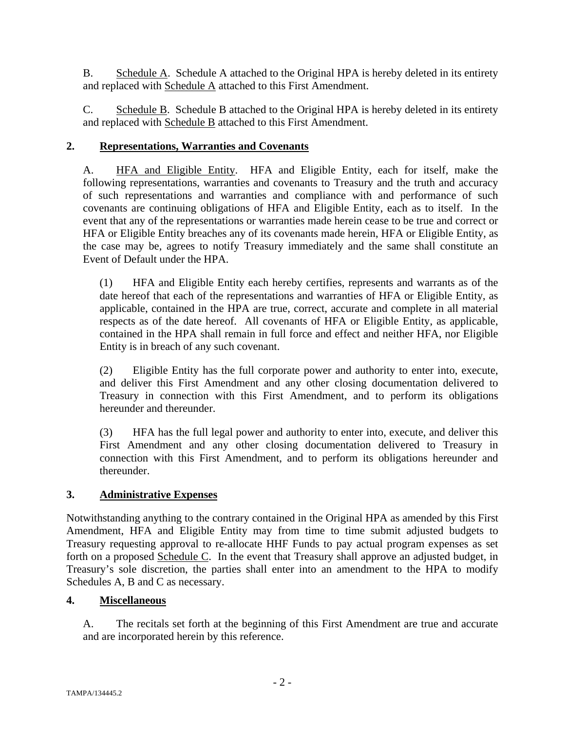B. Schedule A. Schedule A attached to the Original HPA is hereby deleted in its entirety and replaced with Schedule A attached to this First Amendment.

C. Schedule B. Schedule B attached to the Original HPA is hereby deleted in its entirety and replaced with Schedule B attached to this First Amendment.

## 2. Representations, Warranties and Covenants

A. HFA and Eligible Entity. HFA and Eligible Entity, each for itself, make the following representations, warranties and covenants to Treasury and the truth and accuracy of such representations and warranties and compliance with and performance of such covenants are continuing obligations of HFA and Eligible Entity, each as to itself. In the event that any of the representations or warranties made herein cease to be true and correct or HFA or Eligible Entity breaches any of its covenants made herein, HFA or Eligible Entity, as the case may be, agrees to notify Treasury immediately and the same shall constitute an Event of Default under the HPA.

(1) HFA and Eligible Entity each hereby certifies, represents and warrants as of the date hereof that each of the representations and warranties of HFA or Eligible Entity, as applicable, contained in the HPA are true, correct, accurate and complete in all material respects as of the date hereof. All covenants of HFA or Eligible Entity, as applicable, contained in the HPA shall remain in full force and effect and neither HFA, nor Eligible Entity is in breach of any such covenant.

(2) Eligible Entity has the full corporate power and authority to enter into, execute, and deliver this First Amendment and any other closing documentation delivered to Treasury in connection with this First Amendment, and to perform its obligations hereunder and thereunder.

(3) HFA has the full legal power and authority to enter into, execute, and deliver this First Amendment and any other closing documentation delivered to Treasury in connection with this First Amendment, and to perform its obligations hereunder and thereunder.

## 3. Administrative Expenses

Notwithstanding anything to the contrary contained in the Original HPA as amended by this First Amendment, HFA and Eligible Entity may from time to time submit adjusted budgets to Treasury requesting approval to re-allocate HHF Funds to pay actual program expenses as set forth on a proposed Schedule C. In the event that Treasury shall approve an adjusted budget, in Treasury's sole discretion, the parties shall enter into an amendment to the HPA to modify Schedules A, B and C as necessary.

## 4. Miscellaneous

A. The recitals set forth at the beginning of this First Amendment are true and accurate and are incorporated herein by this reference.

TAMPA/134445.2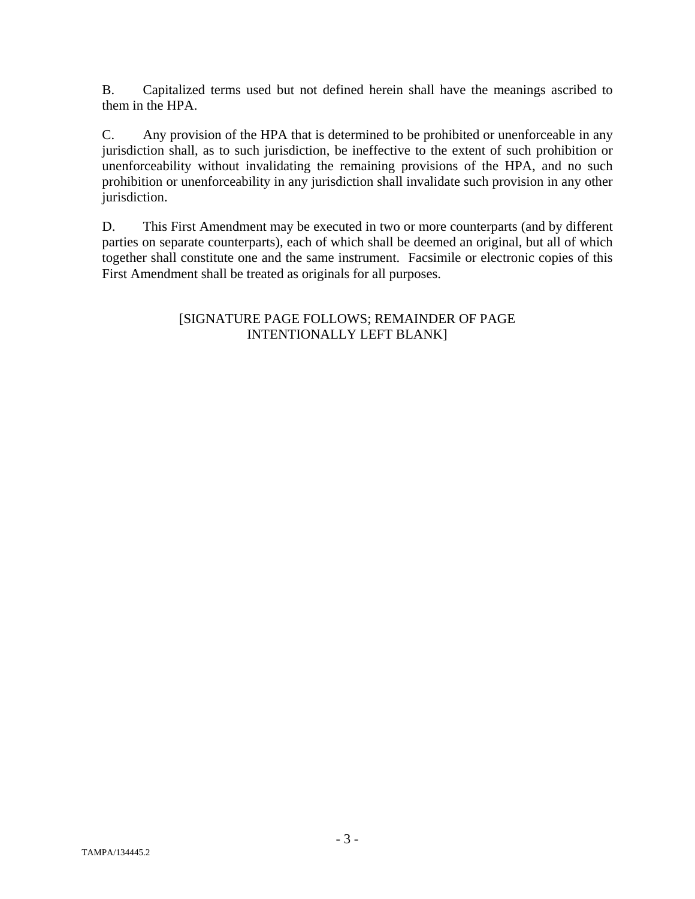B. Capitalized terms used but not defined herein shall have the meanings ascribed to them in the HPA.

C. Any provision of the HPA that is determined to be prohibited or unenforceable in any jurisdiction shall, as to such jurisdiction, be ineffective to the extent of such prohibition or unenforceability without invalidating the remaining provisions of the HPA, and no such prohibition or unenforceability in any jurisdiction shall invalidate such provision in any other jurisdiction.

D. This First Amendment may be executed in two or more counterparts (and by different parties on separate counterparts), each of which shall be deemed an original, but all of which together shall constitute one and the same instrument. Facsimile or electronic copies of this First Amendment shall be treated as originals for all purposes.

[SIGNATURE PAGE FOLLOWS; REMAINDER OF PAGE INTENTIONALLY LEFT BLANK]

TAMPA/134445.2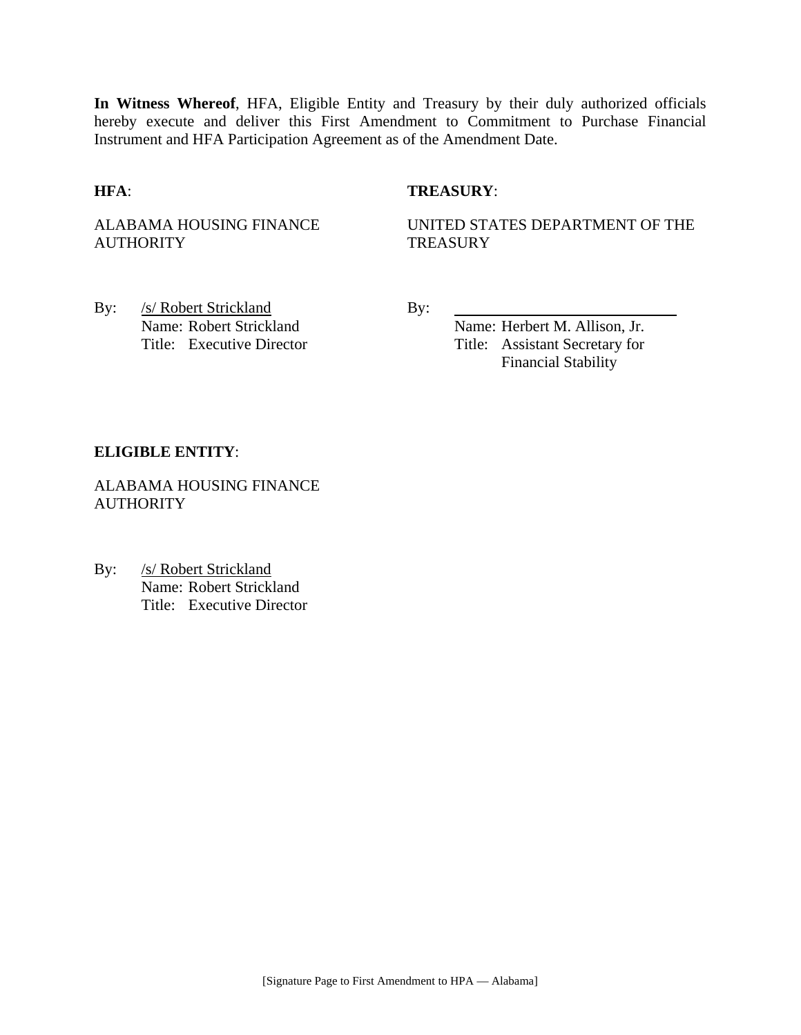**In Witness Whereof**, HFA, Eligible Entity and Treasury by their duly authorized officials hereby execute and deliver this First Amendment to Commitment to Purchase Financial Instrument and HFA Participation Agreement as of the Amendment Date.

**HFA**:

ALABAMA HOUSING FINANCE AUTHORITY

By: /s/ Robert Strickland
Name: Robert Strickland
Title: Executive Director

**TREASURY**:

UNITED STATES DEPARTMENT OF THE TREASURY

By: \_\_\_\_\_\_\_\_\_\_\_\_\_\_\_\_\_\_\_\_\_\_\_\_\_\_\_\_
Name: Herbert M. Allison, Jr.
Title: Assistant Secretary for Financial Stability

**ELIGIBLE ENTITY**:

ALABAMA HOUSING FINANCE AUTHORITY

By: /s/ Robert Strickland
Name: Robert Strickland
Title: Executive Director

[Signature Page to First Amendment to HPA — Alabama]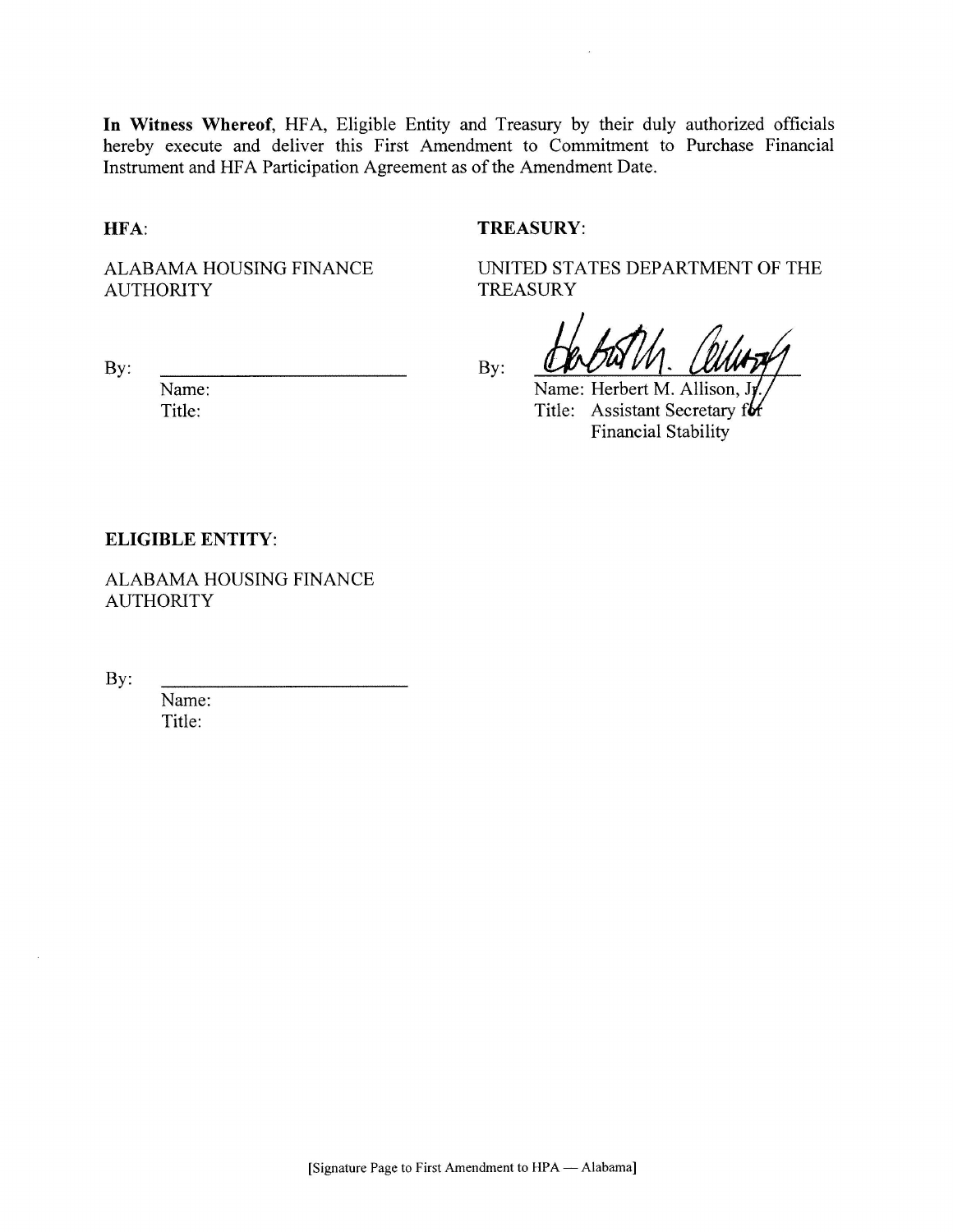**In Witness Whereof**, HFA, Eligible Entity and Treasury by their duly authorized officials hereby execute and deliver this First Amendment to Commitment to Purchase Financial Instrument and HFA Participation Agreement as of the Amendment Date.

**HFA**:

ALABAMA HOUSING FINANCE AUTHORITY

By: \_\_\_\_\_\_\_\_\_\_\_\_\_\_\_\_\_\_\_\_\_\_\_\_\_\_
Name:
Title:

**TREASURY**:

UNITED STATES DEPARTMENT OF THE TREASURY

By: \_\_\_\_\_\_\_\_\_\_\_\_\_\_\_\_\_\_\_\_\_\_\_\_\_\_
Name: Herbert M. Allison, Jr.
Title: Assistant Secretary for Financial Stability

**ELIGIBLE ENTITY**:

ALABAMA HOUSING FINANCE AUTHORITY

By: \_\_\_\_\_\_\_\_\_\_\_\_\_\_\_\_\_\_\_\_\_\_\_\_\_\_
Name:
Title:

[Signature Page to First Amendment to HPA — Alabama]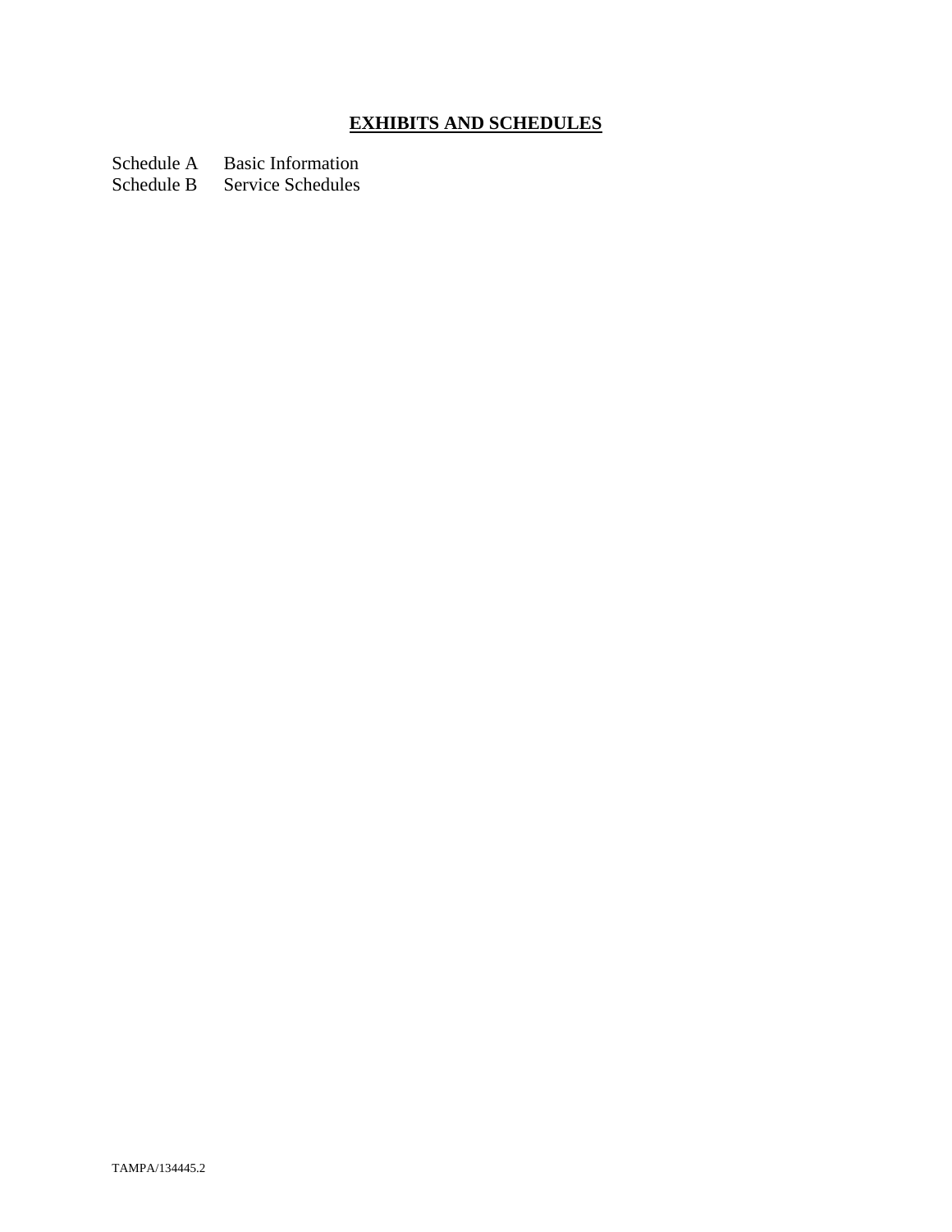# EXHIBITS AND SCHEDULES

| | |
|---|---|
| Schedule A | Basic Information |
| Schedule B | Service Schedules |

TAMPA/134445.2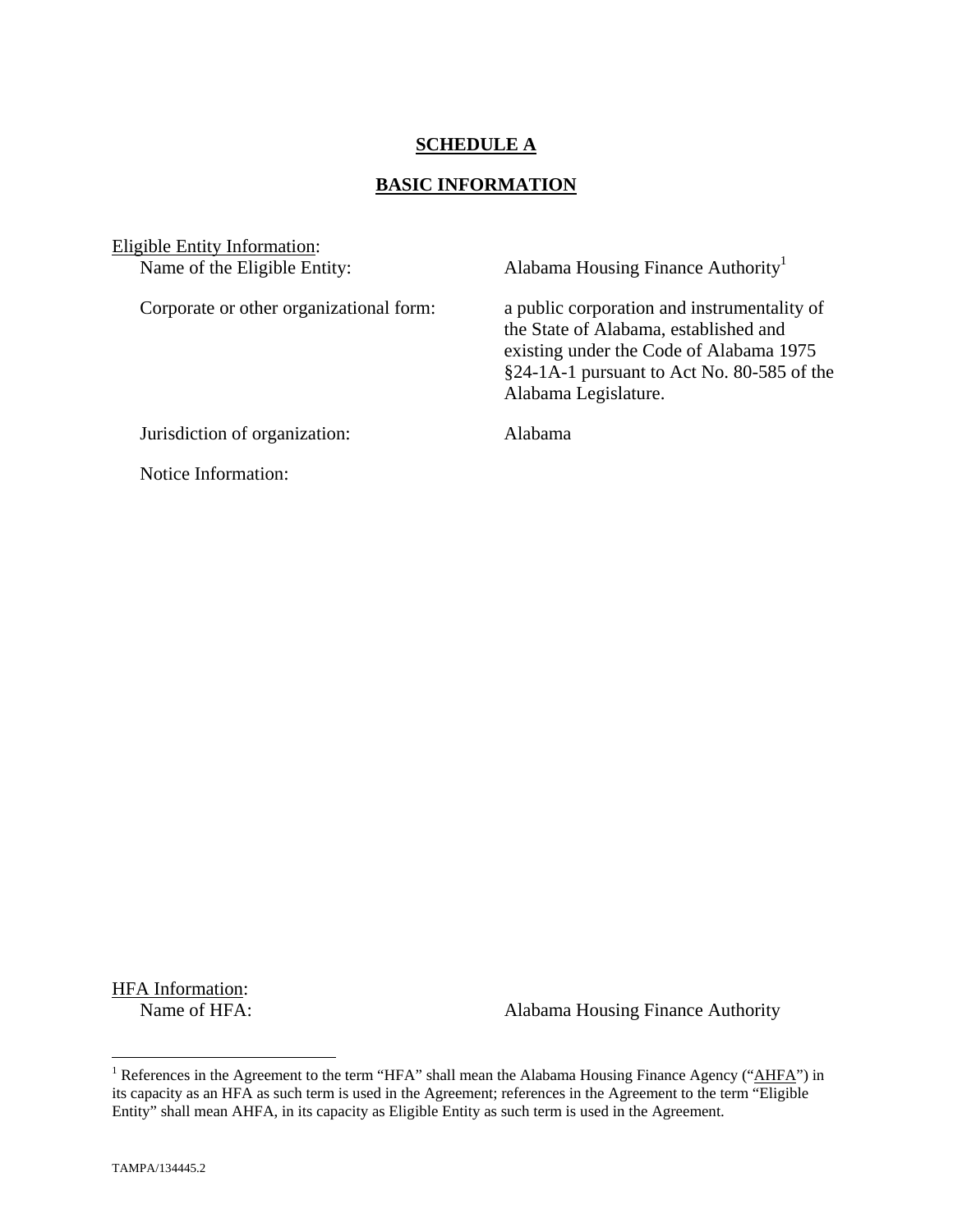# SCHEDULE A

## BASIC INFORMATION

Eligible Entity Information:

Name of the Eligible Entity: Alabama Housing Finance Authority[1]

Corporate or other organizational form: a public corporation and instrumentality of the State of Alabama, established and existing under the Code of Alabama 1975 §24-1A-1 pursuant to Act No. 80-585 of the Alabama Legislature.

Jurisdiction of organization: Alabama

Notice Information:

HFA Information:

Name of HFA: Alabama Housing Finance Authority

---

[1] References in the Agreement to the term "HFA" shall mean the Alabama Housing Finance Agency ("AHFA") in its capacity as an HFA as such term is used in the Agreement; references in the Agreement to the term "Eligible Entity" shall mean AHFA, in its capacity as Eligible Entity as such term is used in the Agreement.

TAMPA/134445.2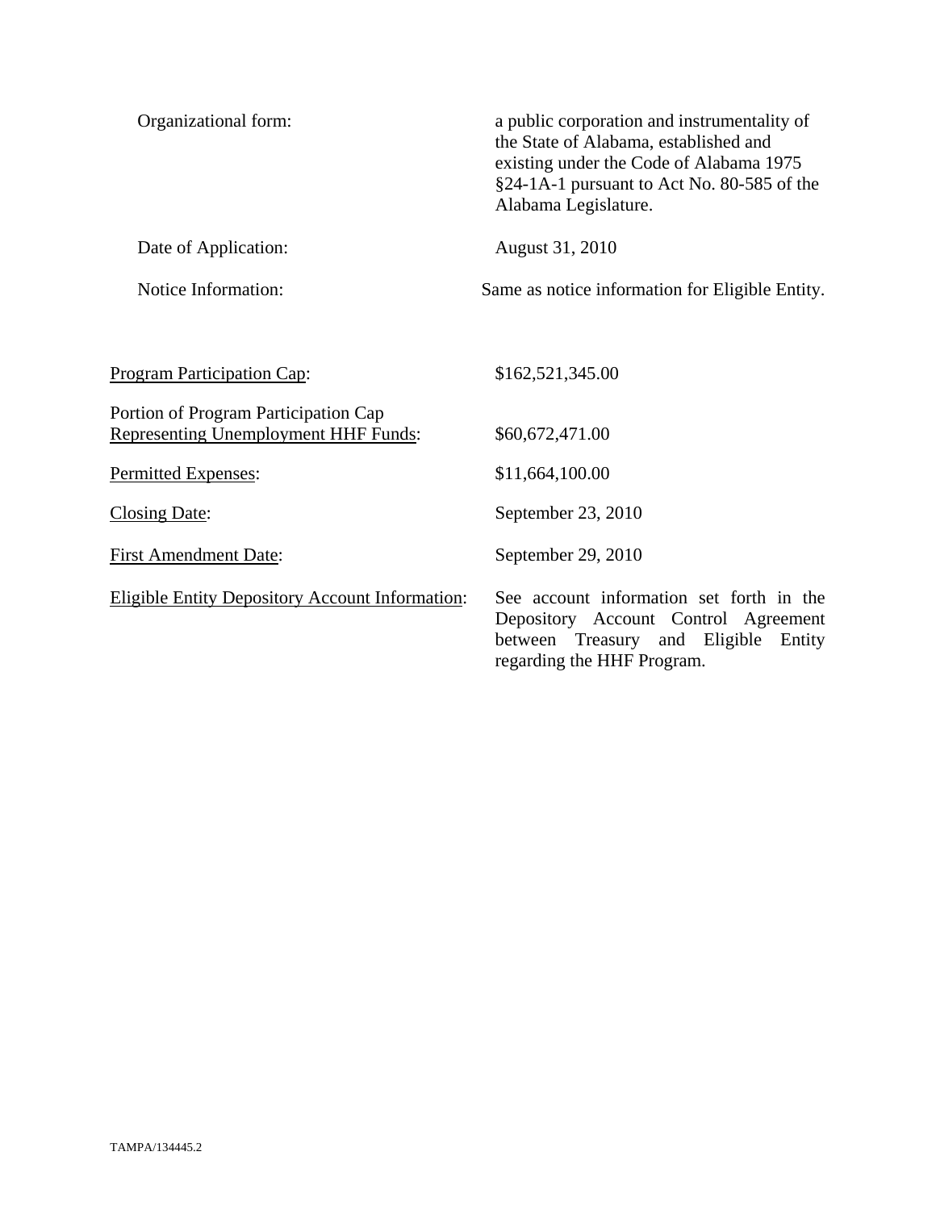| | |
|---|---|
| Organizational form: | a public corporation and instrumentality of the State of Alabama, established and existing under the Code of Alabama 1975 §24-1A-1 pursuant to Act No. 80-585 of the Alabama Legislature. |
| Date of Application: | August 31, 2010 |
| Notice Information: | Same as notice information for Eligible Entity. |

| | |
|---|---|
| Program Participation Cap: | $162,521,345.00 |
| Portion of Program Participation Cap Representing Unemployment HHF Funds: | $60,672,471.00 |
| Permitted Expenses: | $11,664,100.00 |
| Closing Date: | September 23, 2010 |
| First Amendment Date: | September 29, 2010 |
| Eligible Entity Depository Account Information: | See account information set forth in the Depository Account Control Agreement between Treasury and Eligible Entity regarding the HHF Program. |

TAMPA/134445.2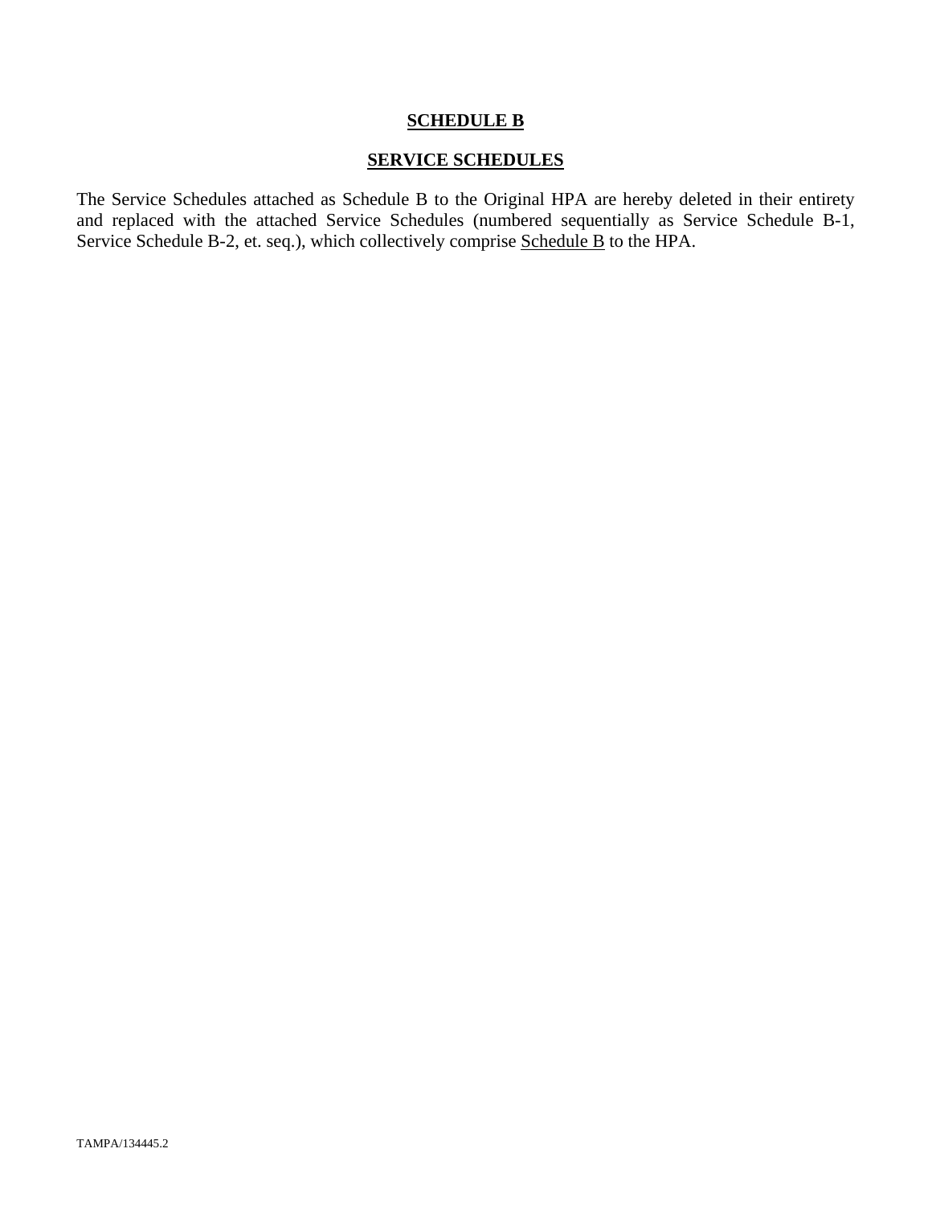# **SCHEDULE B**

## **SERVICE SCHEDULES**

The Service Schedules attached as Schedule B to the Original HPA are hereby deleted in their entirety and replaced with the attached Service Schedules (numbered sequentially as Service Schedule B-1, Service Schedule B-2, et. seq.), which collectively comprise Schedule B to the HPA.

TAMPA/134445.2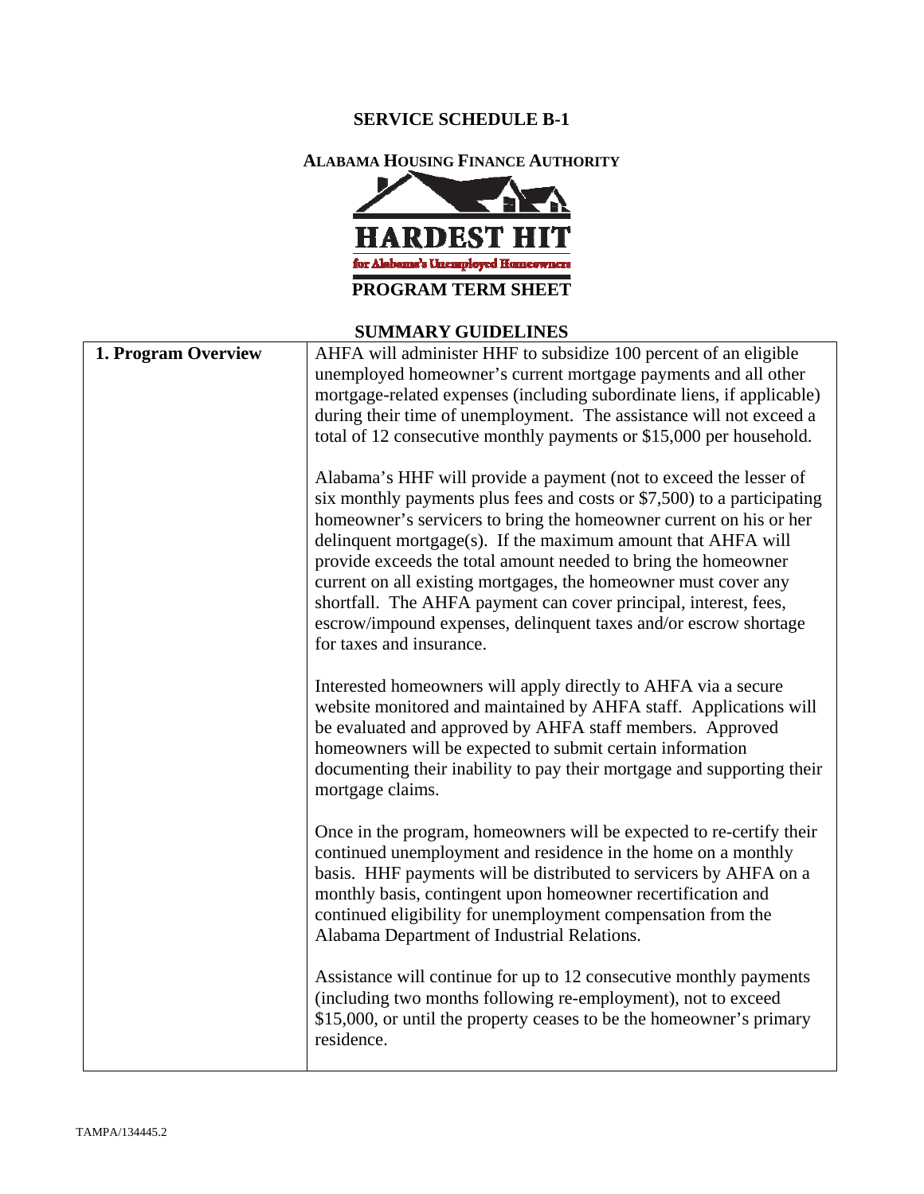# SERVICE SCHEDULE B-1

## ALABAMA HOUSING FINANCE AUTHORITY

HARDEST HIT

for Alabama's Unemployed Homeowners

## PROGRAM TERM SHEET

### SUMMARY GUIDELINES

| | |
|---|---|
| **1. Program Overview** | AHFA will administer HHF to subsidize 100 percent of an eligible unemployed homeowner's current mortgage payments and all other mortgage-related expenses (including subordinate liens, if applicable) during their time of unemployment. The assistance will not exceed a total of 12 consecutive monthly payments or $15,000 per household.<br><br>Alabama's HHF will provide a payment (not to exceed the lesser of six monthly payments plus fees and costs or $7,500) to a participating homeowner's servicers to bring the homeowner current on his or her delinquent mortgage(s). If the maximum amount that AHFA will provide exceeds the total amount needed to bring the homeowner current on all existing mortgages, the homeowner must cover any shortfall. The AHFA payment can cover principal, interest, fees, escrow/impound expenses, delinquent taxes and/or escrow shortage for taxes and insurance.<br><br>Interested homeowners will apply directly to AHFA via a secure website monitored and maintained by AHFA staff. Applications will be evaluated and approved by AHFA staff members. Approved homeowners will be expected to submit certain information documenting their inability to pay their mortgage and supporting their mortgage claims.<br><br>Once in the program, homeowners will be expected to re-certify their continued unemployment and residence in the home on a monthly basis. HHF payments will be distributed to servicers by AHFA on a monthly basis, contingent upon homeowner recertification and continued eligibility for unemployment compensation from the Alabama Department of Industrial Relations.<br><br>Assistance will continue for up to 12 consecutive monthly payments (including two months following re-employment), not to exceed $15,000, or until the property ceases to be the homeowner's primary residence. |

TAMPA/134445.2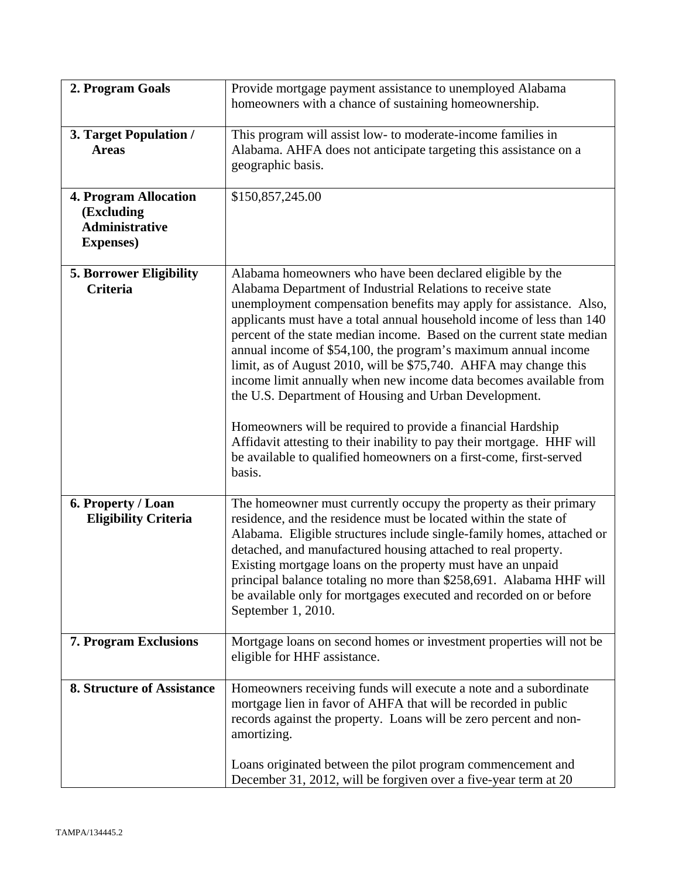| | |
|---|---|
| **2. Program Goals** | Provide mortgage payment assistance to unemployed Alabama homeowners with a chance of sustaining homeownership. |
| **3. Target Population / Areas** | This program will assist low- to moderate-income families in Alabama. AHFA does not anticipate targeting this assistance on a geographic basis. |
| **4. Program Allocation (Excluding Administrative Expenses)** | $150,857,245.00 |
| **5. Borrower Eligibility Criteria** | Alabama homeowners who have been declared eligible by the Alabama Department of Industrial Relations to receive state unemployment compensation benefits may apply for assistance. Also, applicants must have a total annual household income of less than 140 percent of the state median income. Based on the current state median annual income of $54,100, the program's maximum annual income limit, as of August 2010, will be $75,740. AHFA may change this income limit annually when new income data becomes available from the U.S. Department of Housing and Urban Development.<br><br>Homeowners will be required to provide a financial Hardship Affidavit attesting to their inability to pay their mortgage. HHF will be available to qualified homeowners on a first-come, first-served basis. |
| **6. Property / Loan Eligibility Criteria** | The homeowner must currently occupy the property as their primary residence, and the residence must be located within the state of Alabama. Eligible structures include single-family homes, attached or detached, and manufactured housing attached to real property. Existing mortgage loans on the property must have an unpaid principal balance totaling no more than $258,691. Alabama HHF will be available only for mortgages executed and recorded on or before September 1, 2010. |
| **7. Program Exclusions** | Mortgage loans on second homes or investment properties will not be eligible for HHF assistance. |
| **8. Structure of Assistance** | Homeowners receiving funds will execute a note and a subordinate mortgage lien in favor of AHFA that will be recorded in public records against the property. Loans will be zero percent and non-amortizing.<br><br>Loans originated between the pilot program commencement and December 31, 2012, will be forgiven over a five-year term at 20 |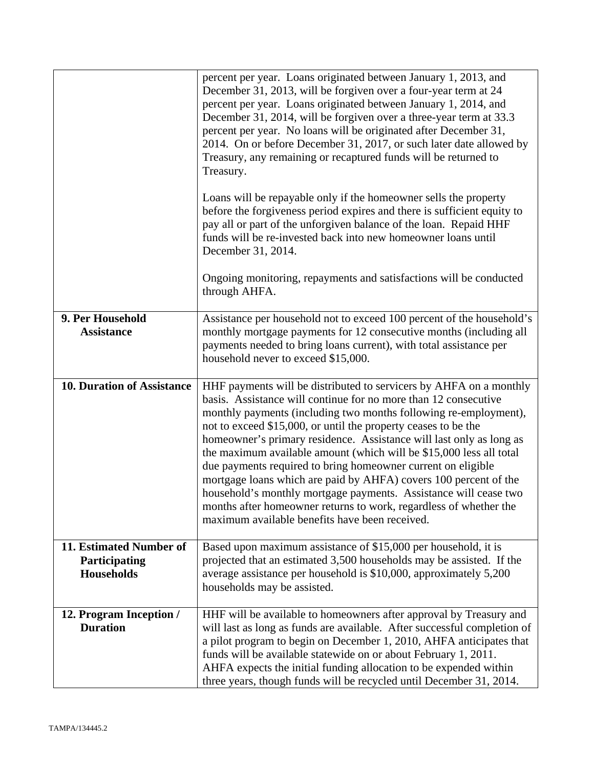| | |
|---|---|
| | percent per year. Loans originated between January 1, 2013, and December 31, 2013, will be forgiven over a four-year term at 24 percent per year. Loans originated between January 1, 2014, and December 31, 2014, will be forgiven over a three-year term at 33.3 percent per year. No loans will be originated after December 31, 2014. On or before December 31, 2017, or such later date allowed by Treasury, any remaining or recaptured funds will be returned to Treasury.<br><br>Loans will be repayable only if the homeowner sells the property before the forgiveness period expires and there is sufficient equity to pay all or part of the unforgiven balance of the loan. Repaid HHF funds will be re-invested back into new homeowner loans until December 31, 2014.<br><br>Ongoing monitoring, repayments and satisfactions will be conducted through AHFA. |
| **9. Per Household Assistance** | Assistance per household not to exceed 100 percent of the household's monthly mortgage payments for 12 consecutive months (including all payments needed to bring loans current), with total assistance per household never to exceed $15,000. |
| **10. Duration of Assistance** | HHF payments will be distributed to servicers by AHFA on a monthly basis. Assistance will continue for no more than 12 consecutive monthly payments (including two months following re-employment), not to exceed $15,000, or until the property ceases to be the homeowner's primary residence. Assistance will last only as long as the maximum available amount (which will be $15,000 less all total due payments required to bring homeowner current on eligible mortgage loans which are paid by AHFA) covers 100 percent of the household's monthly mortgage payments. Assistance will cease two months after homeowner returns to work, regardless of whether the maximum available benefits have been received. |
| **11. Estimated Number of Participating Households** | Based upon maximum assistance of $15,000 per household, it is projected that an estimated 3,500 households may be assisted. If the average assistance per household is $10,000, approximately 5,200 households may be assisted. |
| **12. Program Inception / Duration** | HHF will be available to homeowners after approval by Treasury and will last as long as funds are available. After successful completion of a pilot program to begin on December 1, 2010, AHFA anticipates that funds will be available statewide on or about February 1, 2011. AHFA expects the initial funding allocation to be expended within three years, though funds will be recycled until December 31, 2014. |

TAMPA/134445.2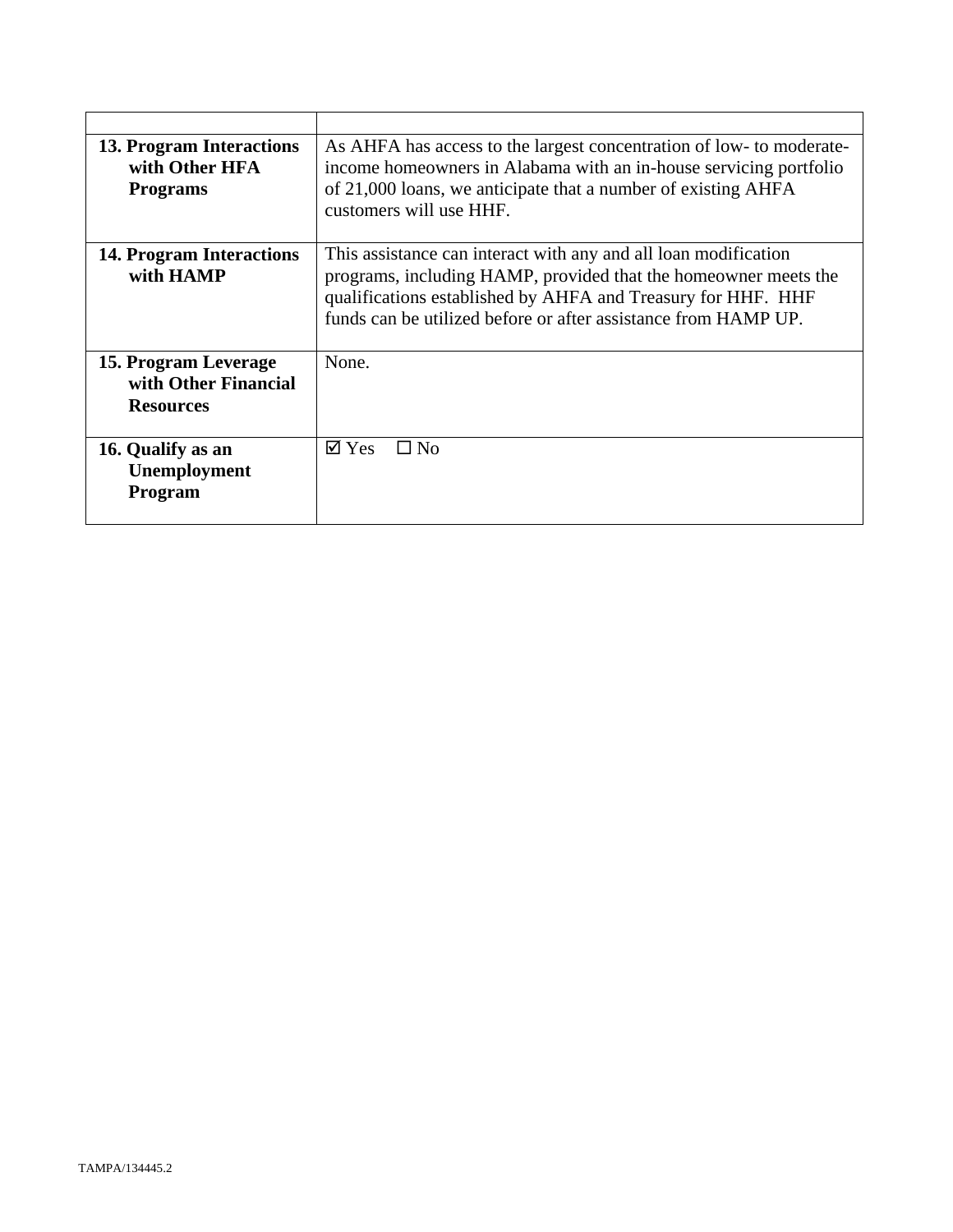| | |
|---|---|
| **13. Program Interactions with Other HFA Programs** | As AHFA has access to the largest concentration of low- to moderate-income homeowners in Alabama with an in-house servicing portfolio of 21,000 loans, we anticipate that a number of existing AHFA customers will use HHF. |
| **14. Program Interactions with HAMP** | This assistance can interact with any and all loan modification programs, including HAMP, provided that the homeowner meets the qualifications established by AHFA and Treasury for HHF. HHF funds can be utilized before or after assistance from HAMP UP. |
| **15. Program Leverage with Other Financial Resources** | None. |
| **16. Qualify as an Unemployment Program** | ☑ Yes ☐ No |

TAMPA/134445.2